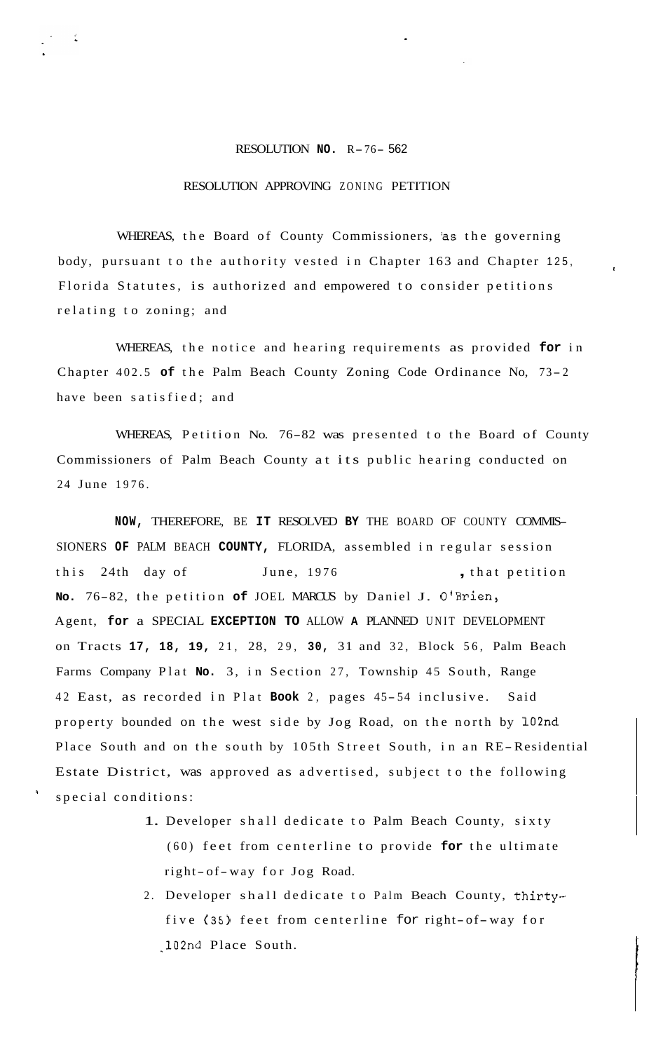# RESOLUTION NO. R-76-562

## RESOLUTION APPROVING ZONING PETITION

WHEREAS, the Board of County Commissioners, as the governing body, pursuant to the authority vested in Chapter 163 and Chapter 125, Florida Statutes, is authorized and empowered to consider petitions relating to zoning; and

WHEREAS, the notice and hearing requirements as provided for in Chapter 402.5 of the Palm Beach County Zoning Code Ordinance No, 73-2 have been satisfied; and

WHEREAS, Petition No. 76-82 was presented to the Board of County Commissioners of Palm Beach County at its public hearing conducted on 24 June 1976.

NOW, THEREFORE, BE IT RESOLVED BY THE BOARD OF COUNTY COMMISSIONERS OF PALM BEACH COUNTY, FLORIDA, assembled in regular session this 24th day of June, 1976, that petition No. 76-82, the petition of JOEL MARCUS by Daniel J. O'Brien, Agent, for a SPECIAL EXCEPTION TO ALLOW A PLANNED UNIT DEVELOPMENT on Tracts 17, 18, 19, 21, 28, 29, 30, 31 and 32, Block 56, Palm Beach Farms Company Plat No. 3, in Section 27, Township 45 South, Range 42 East, as recorded in Plat Book 2, pages 45-54 inclusive. Said property bounded on the west side by Jog Road, on the north by 102nd Place South and on the south by 105th Street South, in an RE-Residential Estate District, was approved as advertised, subject to the following special conditions:

1. Developer shall dedicate to Palm Beach County, sixty (60) feet from centerline to provide for the ultimate right-of-way for Jog Road.
2. Developer shall dedicate to Palm Beach County, thirty-five (35) feet from centerline for right-of-way for 102nd Place South.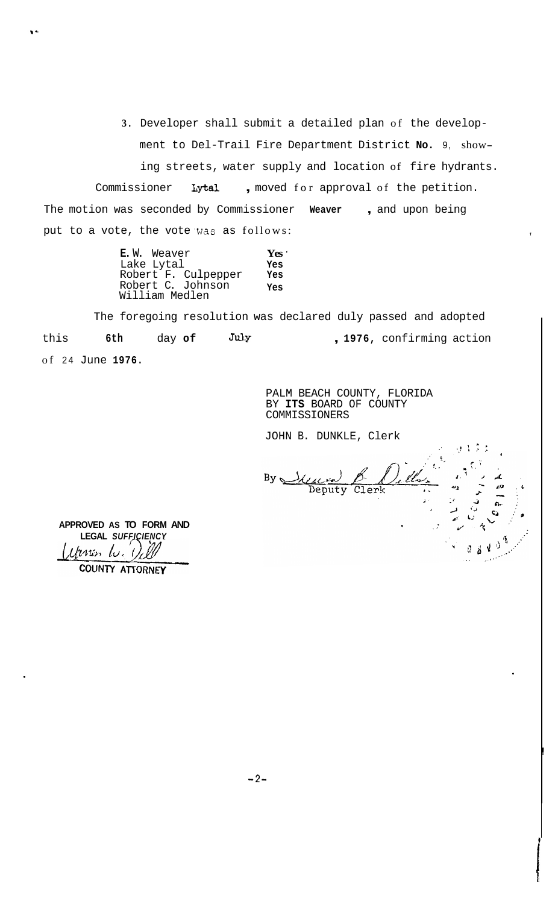3. Developer shall submit a detailed plan of the development to Del-Trail Fire Department District No. 9, showing streets, water supply and location of fire hydrants.

Commissioner **Lytal**, moved for approval of the petition. The motion was seconded by Commissioner **Weaver**, and upon being put to a vote, the vote was as follows:

| | |
|---|---|
| E. W. Weaver | Yes |
| Lake Lytal | Yes |
| Robert F. Culpepper | Yes |
| Robert C. Johnson | Yes |
| William Medlen | |

The foregoing resolution was declared duly passed and adopted this **6th** day of **July**, **1976**, confirming action of 24 June **1976**.

PALM BEACH COUNTY, FLORIDA
BY ITS BOARD OF COUNTY COMMISSIONERS

JOHN B. DUNKLE, Clerk

By ______________________
Deputy Clerk

APPROVED AS TO FORM AND LEGAL SUFFICIENCY

______________________
COUNTY ATTORNEY